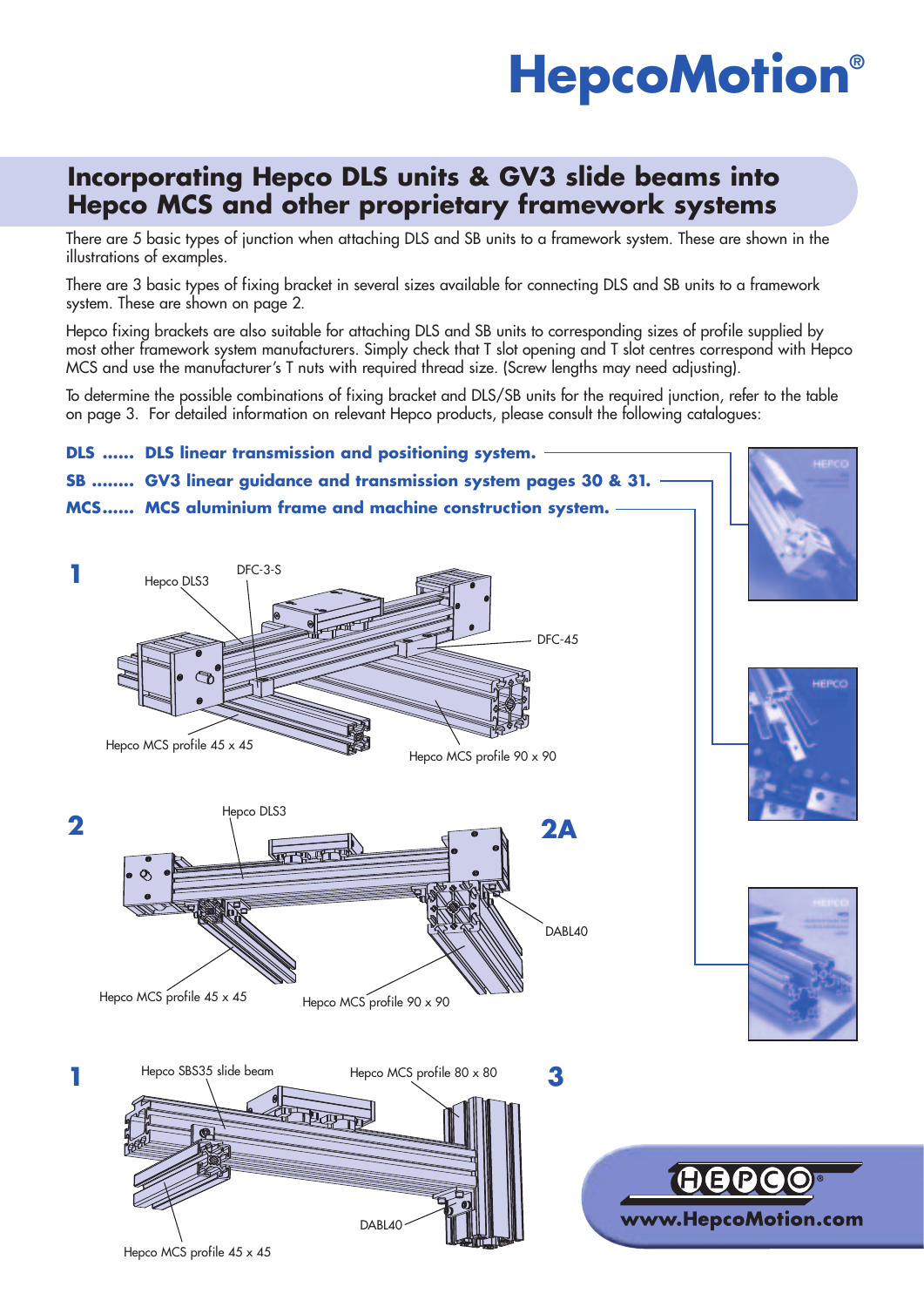# HepcoMotion®

## Incorporating Hepco DLS units & GV3 slide beams into Hepco MCS and other proprietary framework systems

There are 5 basic types of junction when attaching DLS and SB units to a framework system. These are shown in the illustrations of examples.

There are 3 basic types of fixing bracket in several sizes available for connecting DLS and SB units to a framework system. These are shown on page 2.

Hepco fixing brackets are also suitable for attaching DLS and SB units to corresponding sizes of profile supplied by most other framework system manufacturers. Simply check that T slot opening and T slot centres correspond with Hepco MCS and use the manufacturer's T nuts with required thread size. (Screw lengths may need adjusting).

To determine the possible combinations of fixing bracket and DLS/SB units for the required junction, refer to the table on page 3. For detailed information on relevant Hepco products, please consult the following catalogues:

**DLS ...... DLS linear transmission and positioning system.**

**SB ........ GV3 linear guidance and transmission system pages 30 & 31.**

**MCS...... MCS aluminium frame and machine construction system.**

**1**

Hepco DLS3, DFC-3-S, DFC-45, Hepco MCS profile 45 x 45, Hepco MCS profile 90 x 90

**2** **2A**

Hepco DLS3, DABL40, Hepco MCS profile 45 x 45, Hepco MCS profile 90 x 90

**1** **3**

Hepco SBS35 slide beam, Hepco MCS profile 80 x 80, DABL40, Hepco MCS profile 45 x 45

www.HepcoMotion.com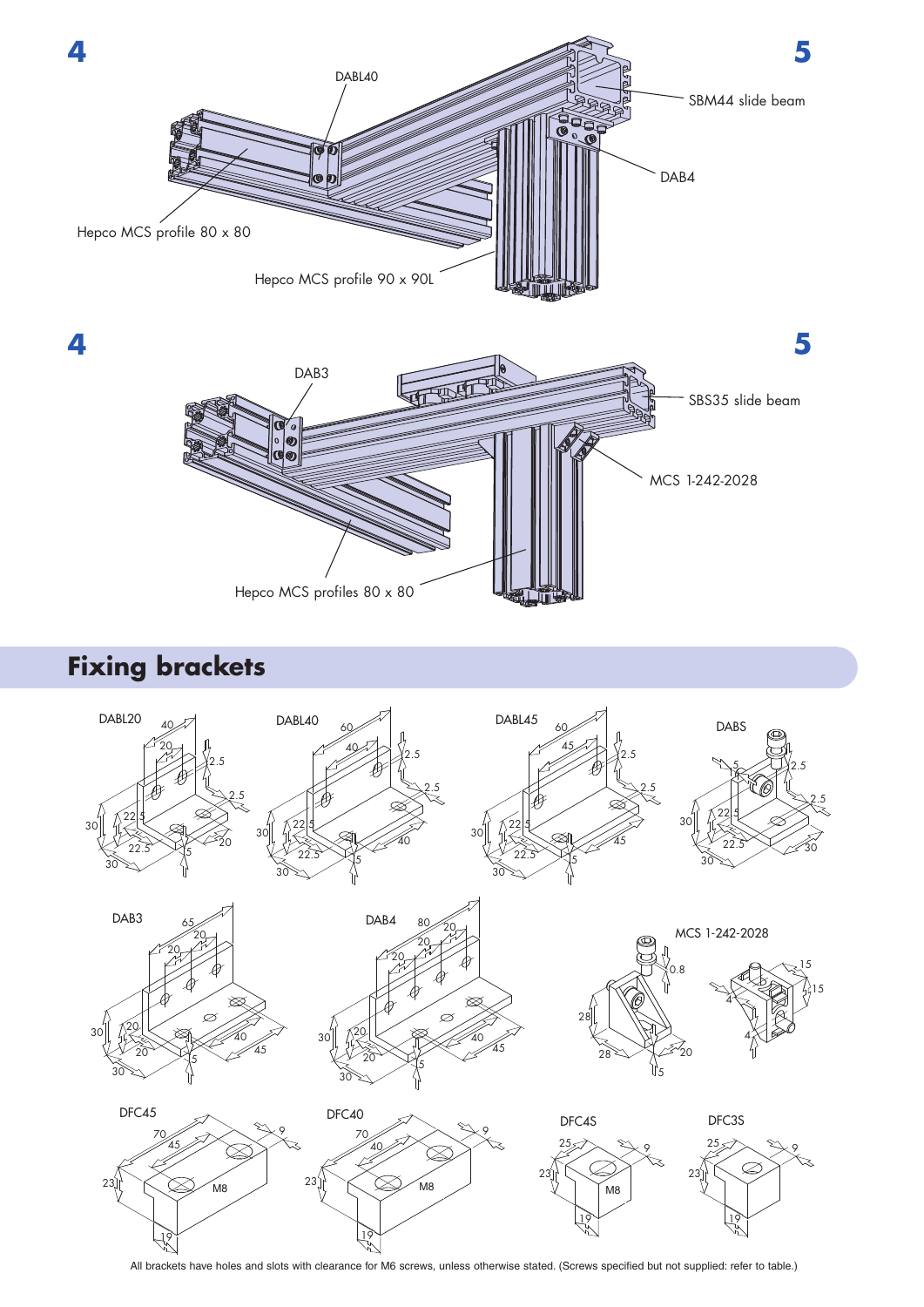4

5

DABL40

SBM44 slide beam

DAB4

Hepco MCS profile 80 x 80

Hepco MCS profile 90 x 90L

4

5

DAB3

SBS35 slide beam

MCS 1-242-2028

Hepco MCS profiles 80 x 80

## Fixing brackets

DABL20

DABL40

DABL45

DABS

DAB3

DAB4

MCS 1-242-2028

DFC45

DFC40

DFC4S

DFC3S

All brackets have holes and slots with clearance for M6 screws, unless otherwise stated. (Screws specified but not supplied: refer to table.)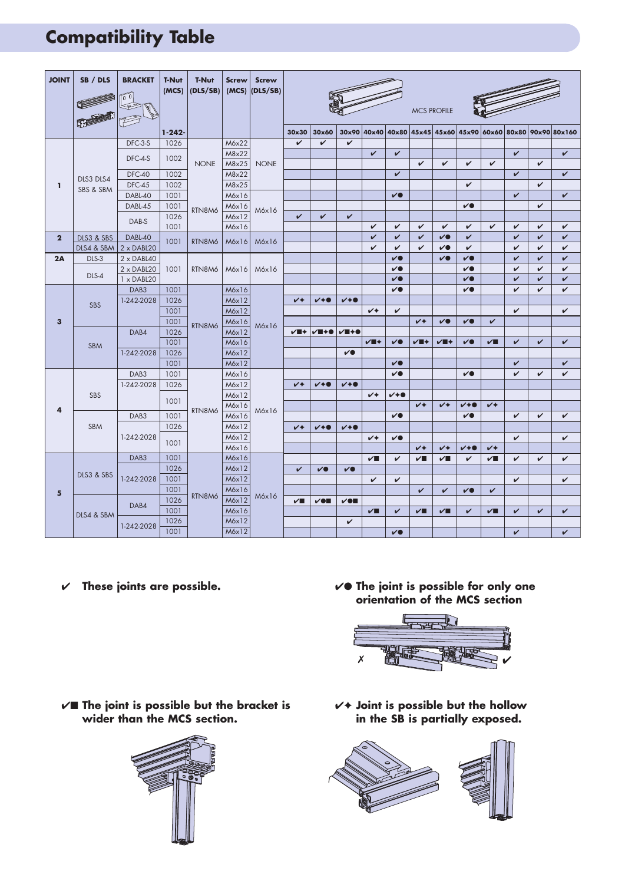# Compatibility Table

| JOINT | SB / DLS | BRACKET | T-Nut (MCS) 1-242- | T-Nut (DLS/SB) | Screw (MCS) | Screw (DLS/SB) | MCS PROFILE 30x30 | 30x60 | 30x90 | 40x40 | 40x80 | 45x45 | 45x60 | 45x90 | 60x60 | 80x80 | 90x90 | 80x160 |
|---|---|---|---|---|---|---|---|---|---|---|---|---|---|---|---|---|---|---|
| 1 | DLS3 DLS4 SBS & SBM | DFC-3-S | 1026 | NONE | M6x22 | NONE | ✔ | ✔ | ✔ | | | | | | | | | |
| | | DFC-4-S | 1002 | NONE | M8x22 | NONE | | | | ✔ | ✔ | | | | | ✔ | | ✔ |
| | | DFC-4-S | 1002 | NONE | M8x25 | NONE | | | | | | ✔ | ✔ | ✔ | ✔ | | ✔ | |
| | | DFC-40 | 1002 | NONE | M8x22 | NONE | | | | | ✔ | | | | | ✔ | | ✔ |
| | | DFC-45 | 1002 | NONE | M8x25 | NONE | | | | | | | | ✔ | | | ✔ | |
| | | DABL-40 | 1001 | RTN8M6 | M6x16 | M6x16 | | | | | ✔● | | | | | ✔ | | ✔ |
| | | DABL-45 | 1001 | RTN8M6 | M6x16 | M6x16 | | | | | | | | ✔● | | | ✔ | |
| | | DAB-S | 1026 | RTN8M6 | M6x12 | M6x16 | ✔ | ✔ | ✔ | | | | | | | | | |
| | | DAB-S | 1001 | RTN8M6 | M6x16 | M6x16 | | | | ✔ | ✔ | ✔ | ✔ | ✔ | ✔ | ✔ | ✔ | ✔ |
| 2 | DLS3 & SBS | DABL-40 | 1001 | RTN8M6 | M6x16 | M6x16 | | | | ✔ | ✔ | ✔ | ✔● | ✔ | | ✔ | ✔ | ✔ |
| | DLS4 & SBM | 2 x DABL20 | 1001 | RTN8M6 | M6x16 | M6x16 | | | | ✔ | ✔ | ✔ | ✔● | ✔ | | ✔ | ✔ | ✔ |
| 2A | DLS-3 | 2 x DABL40 | 1001 | RTN8M6 | M6x16 | M6x16 | | | | | ✔● | | ✔● | ✔● | | ✔ | ✔ | ✔ |
| | DLS-4 | 2 x DABL20 | 1001 | RTN8M6 | M6x16 | M6x16 | | | | | ✔● | | | ✔● | | ✔ | ✔ | ✔ |
| | DLS-4 | 1 x DABL20 | 1001 | RTN8M6 | M6x16 | M6x16 | | | | | ✔● | | | ✔● | | ✔ | ✔ | ✔ |
| 3 | SBS | DAB3 | 1001 | RTN8M6 | M6x16 | M6x16 | | | | | ✔● | | | ✔● | | ✔ | ✔ | ✔ |
| | | 1-242-2028 | 1026 | RTN8M6 | M6x12 | M6x16 | ✔✦ | ✔✦● | ✔✦● | | | | | | | | | |
| | | 1-242-2028 | 1001 | RTN8M6 | M6x12 | M6x16 | | | | ✔✦ | ✔ | | | | | ✔ | | ✔ |
| | | 1-242-2028 | 1001 | RTN8M6 | M6x16 | M6x16 | | | | | | ✔✦ | ✔● | ✔● | ✔ | | | |
| | SBM | DAB4 | 1026 | RTN8M6 | M6x12 | M6x16 | ✔■✦ | ✔■✦● | ✔■✦● | | | | | | | | | |
| | | DAB4 | 1001 | RTN8M6 | M6x16 | M6x16 | | | | ✔■✦ | ✔● | ✔■✦ | ✔■✦ | ✔● | ✔■ | ✔ | ✔ | ✔ |
| | | 1-242-2028 | 1026 | RTN8M6 | M6x12 | M6x16 | | | ✔● | | | | | | | | | |
| | | 1-242-2028 | 1001 | RTN8M6 | M6x12 | M6x16 | | | | | ✔● | | | | | ✔ | | ✔ |
| 4 | SBS | DAB3 | 1001 | RTN8M6 | M6x16 | M6x16 | | | | | ✔● | | | ✔● | | ✔ | ✔ | ✔ |
| | | 1-242-2028 | 1026 | RTN8M6 | M6x12 | M6x16 | ✔✦ | ✔✦● | ✔✦● | | | | | | | | | |
| | | 1-242-2028 | 1001 | RTN8M6 | M6x12 | M6x16 | | | | ✔✦ | ✔✦● | | | | | | | |
| | | 1-242-2028 | 1001 | RTN8M6 | M6x16 | M6x16 | | | | | | ✔✦ | ✔✦ | ✔✦● | ✔✦ | | | |
| | SBM | DAB3 | 1001 | RTN8M6 | M6x16 | M6x16 | | | | | ✔● | | | ✔● | | ✔ | ✔ | ✔ |
| | | 1-242-2028 | 1026 | RTN8M6 | M6x12 | M6x16 | ✔✦ | ✔✦● | ✔✦● | | | | | | | | | |
| | | 1-242-2028 | 1001 | RTN8M6 | M6x12 | M6x16 | | | | ✔✦ | ✔● | | | | | ✔ | | ✔ |
| | | 1-242-2028 | 1001 | RTN8M6 | M6x16 | M6x16 | | | | | | ✔✦ | ✔✦ | ✔✦● | ✔✦ | | | |
| 5 | DLS3 & SBS | DAB3 | 1001 | RTN8M6 | M6x16 | M6x16 | | | | ✔■ | ✔ | ✔■ | ✔■ | ✔ | ✔■ | ✔ | ✔ | ✔ |
| | | 1-242-2028 | 1026 | RTN8M6 | M6x12 | M6x16 | ✔ | ✔● | ✔● | | | | | | | | | |
| | | 1-242-2028 | 1001 | RTN8M6 | M6x12 | M6x16 | | | | ✔ | ✔ | | | | | ✔ | | ✔ |
| | | 1-242-2028 | 1001 | RTN8M6 | M6x16 | M6x16 | | | | | | ✔ | ✔ | ✔● | ✔ | | | |
| | DLS4 & SBM | DAB4 | 1026 | RTN8M6 | M6x12 | M6x16 | ✔■ | ✔●■ | ✔●■ | | | | | | | | | |
| | | DAB4 | 1001 | RTN8M6 | M6x16 | M6x16 | | | | ✔■ | ✔ | ✔■ | ✔■ | ✔ | ✔■ | ✔ | ✔ | ✔ |
| | | 1-242-2028 | 1026 | RTN8M6 | M6x12 | M6x16 | | | ✔ | | | | | | | | | |
| | | 1-242-2028 | 1001 | RTN8M6 | M6x12 | M6x16 | | | | | ✔● | | | | | ✔ | | ✔ |

✔ **These joints are possible.**

✔● **The joint is possible for only one orientation of the MCS section**

✗ ✔

✔■ **The joint is possible but the bracket is wider than the MCS section.**

✔✦ **Joint is possible but the hollow in the SB is partially exposed.**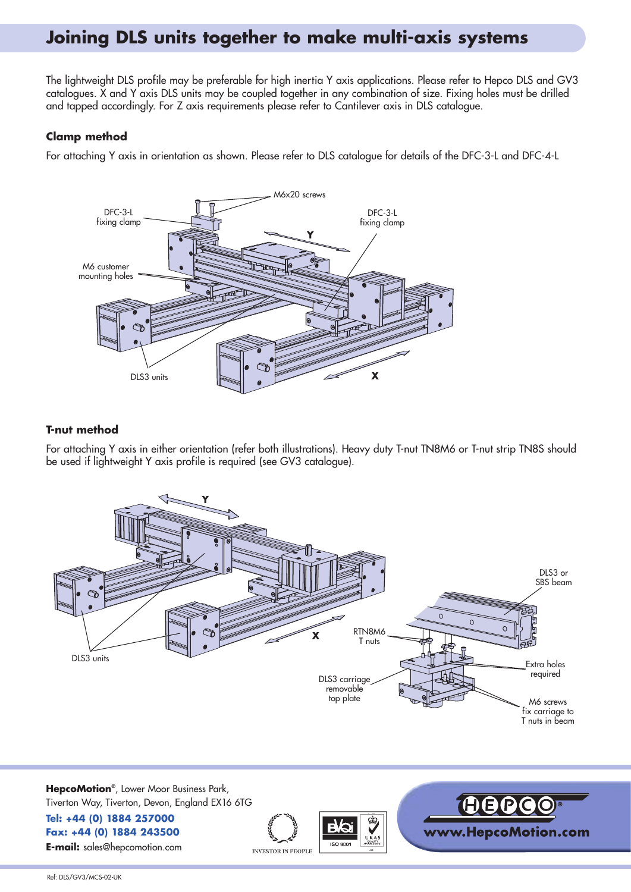# Joining DLS units together to make multi-axis systems

The lightweight DLS profile may be preferable for high inertia Y axis applications. Please refer to Hepco DLS and GV3 catalogues. X and Y axis DLS units may be coupled together in any combination of size. Fixing holes must be drilled and tapped accordingly. For Z axis requirements please refer to Cantilever axis in DLS catalogue.

### Clamp method

For attaching Y axis in orientation as shown. Please refer to DLS catalogue for details of the DFC-3-L and DFC-4-L

M6x20 screws
DFC-3-L fixing clamp
DFC-3-L fixing clamp
Y
M6 customer mounting holes
DLS3 units
X

### T-nut method

For attaching Y axis in either orientation (refer both illustrations). Heavy duty T-nut TN8M6 or T-nut strip TN8S should be used if lightweight Y axis profile is required (see GV3 catalogue).

Y
DLS3 or SBS beam
RTN8M6 T nuts
X
DLS3 units
Extra holes required
DLS3 carriage removable top plate
M6 screws fix carriage to T nuts in beam

**HepcoMotion**®, Lower Moor Business Park, Tiverton Way, Tiverton, Devon, England EX16 6TG

**Tel: +44 (0) 1884 257000**
**Fax: +44 (0) 1884 243500**
**E-mail:** sales@hepcomotion.com

INVESTOR IN PEOPLE

ISO 9001

HEPCO®

**www.HepcoMotion.com**

Ref: DLS/GV3/MCS-02-UK